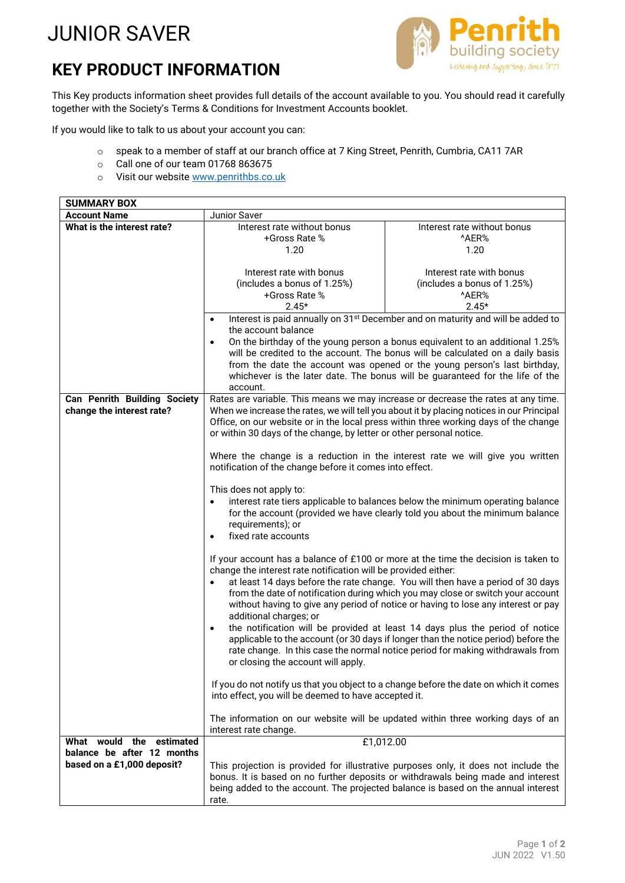# JUNIOR SAVER

Penrith building society
Listening and Supporting, Since 1877

## KEY PRODUCT INFORMATION

This Key products information sheet provides full details of the account available to you. You should read it carefully together with the Society's Terms & Conditions for Investment Accounts booklet.

If you would like to talk to us about your account you can:

- speak to a member of staff at our branch office at 7 King Street, Penrith, Cumbria, CA11 7AR
- Call one of our team 01768 863675
- Visit our website www.penrithbs.co.uk

| SUMMARY BOX | | |
|---|---|---|
| **Account Name** | Junior Saver | |
| **What is the interest rate?** | Interest rate without bonus<br>+Gross Rate %<br>1.20<br><br>Interest rate with bonus<br>(includes a bonus of 1.25%)<br>+Gross Rate %<br>2.45* | Interest rate without bonus<br>^AER%<br>1.20<br><br>Interest rate with bonus<br>(includes a bonus of 1.25%)<br>^AER%<br>2.45* |
| | • Interest is paid annually on 31st December and on maturity and will be added to the account balance<br>• On the birthday of the young person a bonus equivalent to an additional 1.25% will be credited to the account. The bonus will be calculated on a daily basis from the date the account was opened or the young person's last birthday, whichever is the later date. The bonus will be guaranteed for the life of the account. | |
| **Can Penrith Building Society change the interest rate?** | Rates are variable. This means we may increase or decrease the rates at any time. When we increase the rates, we will tell you about it by placing notices in our Principal Office, on our website or in the local press within three working days of the change or within 30 days of the change, by letter or other personal notice.<br><br>Where the change is a reduction in the interest rate we will give you written notification of the change before it comes into effect.<br><br>This does not apply to:<br>• interest rate tiers applicable to balances below the minimum operating balance for the account (provided we have clearly told you about the minimum balance requirements); or<br>• fixed rate accounts<br><br>If your account has a balance of £100 or more at the time the decision is taken to change the interest rate notification will be provided either:<br>• at least 14 days before the rate change. You will then have a period of 30 days from the date of notification during which you may close or switch your account without having to give any period of notice or having to lose any interest or pay additional charges; or<br>• the notification will be provided at least 14 days plus the period of notice applicable to the account (or 30 days if longer than the notice period) before the rate change. In this case the normal notice period for making withdrawals from or closing the account will apply.<br><br>If you do not notify us that you object to a change before the date on which it comes into effect, you will be deemed to have accepted it.<br><br>The information on our website will be updated within three working days of an interest rate change. | |
| **What would the estimated balance be after 12 months based on a £1,000 deposit?** | £1,012.00<br><br>This projection is provided for illustrative purposes only, it does not include the bonus. It is based on no further deposits or withdrawals being made and interest being added to the account. The projected balance is based on the annual interest rate. | |

JUN 2022 V1.50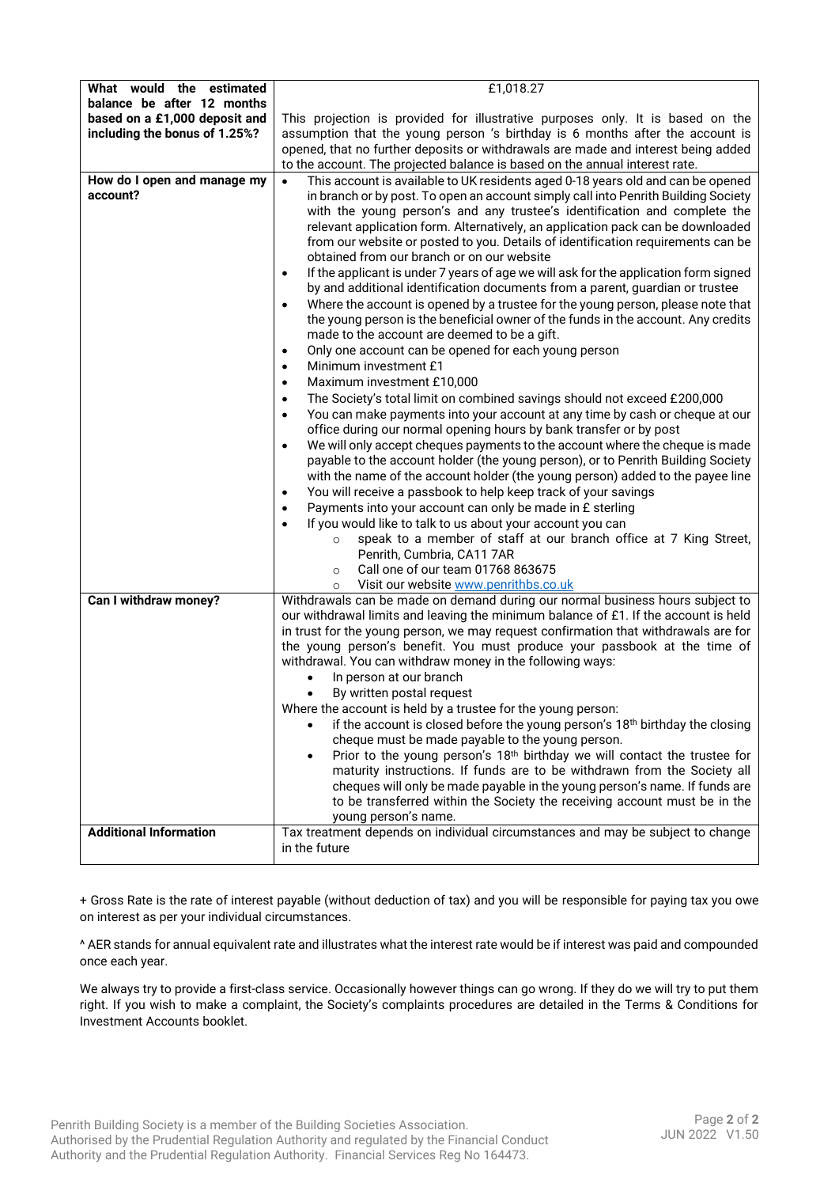| | |
|---|---|
| **What would the estimated balance be after 12 months based on a £1,000 deposit and including the bonus of 1.25%?** | £1,018.27<br><br>This projection is provided for illustrative purposes only. It is based on the assumption that the young person 's birthday is 6 months after the account is opened, that no further deposits or withdrawals are made and interest being added to the account. The projected balance is based on the annual interest rate. |
| **How do I open and manage my account?** | • This account is available to UK residents aged 0-18 years old and can be opened in branch or by post. To open an account simply call into Penrith Building Society with the young person's and any trustee's identification and complete the relevant application form. Alternatively, an application pack can be downloaded from our website or posted to you. Details of identification requirements can be obtained from our branch or on our website<br>• If the applicant is under 7 years of age we will ask for the application form signed by and additional identification documents from a parent, guardian or trustee<br>• Where the account is opened by a trustee for the young person, please note that the young person is the beneficial owner of the funds in the account. Any credits made to the account are deemed to be a gift.<br>• Only one account can be opened for each young person<br>• Minimum investment £1<br>• Maximum investment £10,000<br>• The Society's total limit on combined savings should not exceed £200,000<br>• You can make payments into your account at any time by cash or cheque at our office during our normal opening hours by bank transfer or by post<br>• We will only accept cheques payments to the account where the cheque is made payable to the account holder (the young person), or to Penrith Building Society with the name of the account holder (the young person) added to the payee line<br>• You will receive a passbook to help keep track of your savings<br>• Payments into your account can only be made in £ sterling<br>• If you would like to talk to us about your account you can<br>  ○ speak to a member of staff at our branch office at 7 King Street, Penrith, Cumbria, CA11 7AR<br>  ○ Call one of our team 01768 863675<br>  ○ Visit our website www.penrithbs.co.uk |
| **Can I withdraw money?** | Withdrawals can be made on demand during our normal business hours subject to our withdrawal limits and leaving the minimum balance of £1. If the account is held in trust for the young person, we may request confirmation that withdrawals are for the young person's benefit. You must produce your passbook at the time of withdrawal. You can withdraw money in the following ways:<br>• In person at our branch<br>• By written postal request<br>Where the account is held by a trustee for the young person:<br>• if the account is closed before the young person's 18th birthday the closing cheque must be made payable to the young person.<br>• Prior to the young person's 18th birthday we will contact the trustee for maturity instructions. If funds are to be withdrawn from the Society all cheques will only be made payable in the young person's name. If funds are to be transferred within the Society the receiving account must be in the young person's name. |
| **Additional Information** | Tax treatment depends on individual circumstances and may be subject to change in the future |

+ Gross Rate is the rate of interest payable (without deduction of tax) and you will be responsible for paying tax you owe on interest as per your individual circumstances.

^ AER stands for annual equivalent rate and illustrates what the interest rate would be if interest was paid and compounded once each year.

We always try to provide a first-class service. Occasionally however things can go wrong. If they do we will try to put them right. If you wish to make a complaint, the Society's complaints procedures are detailed in the Terms & Conditions for Investment Accounts booklet.

Penrith Building Society is a member of the Building Societies Association.
Authorised by the Prudential Regulation Authority and regulated by the Financial Conduct Authority and the Prudential Regulation Authority. Financial Services Reg No 164473.

JUN 2022 V1.50